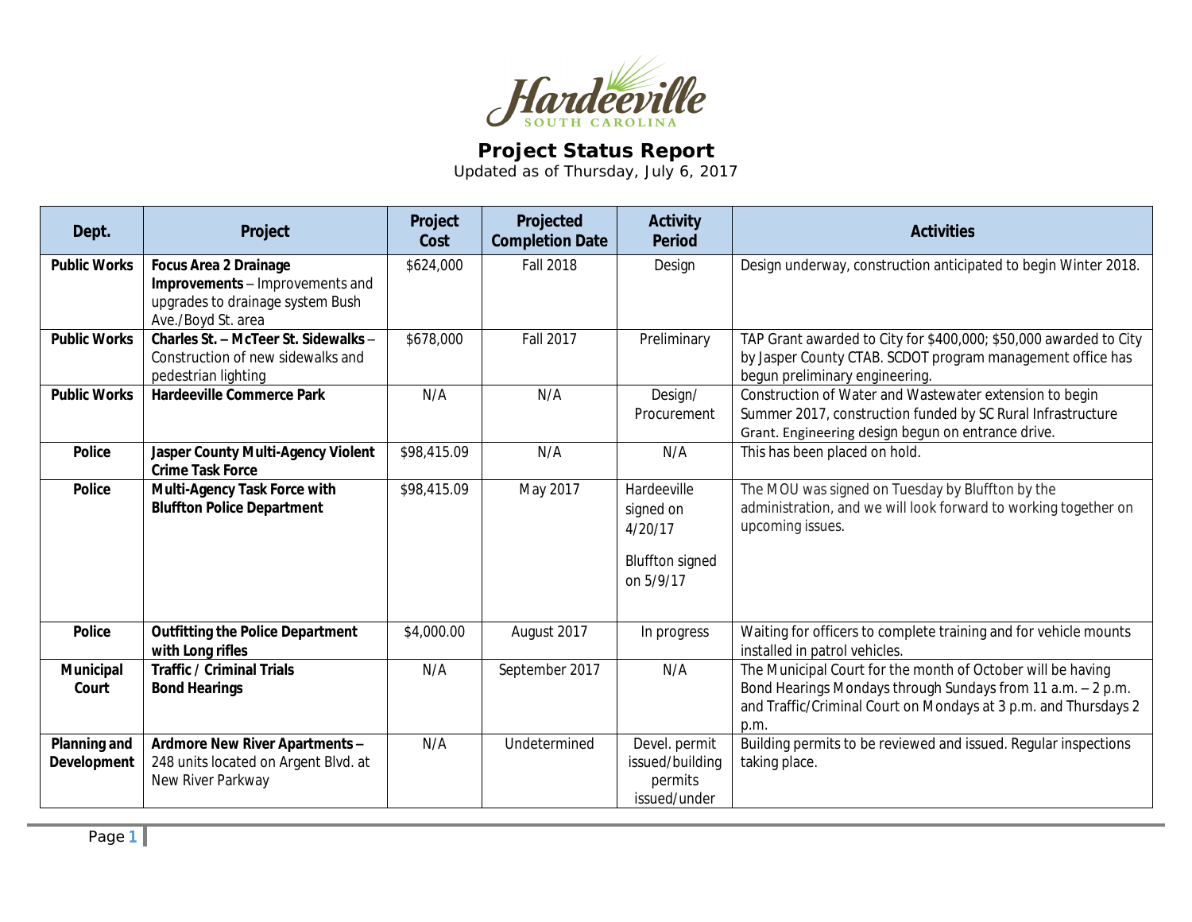# Hardeeville
SOUTH CAROLINA

## Project Status Report

Updated as of Thursday, July 6, 2017

| Dept. | Project | Project Cost | Projected Completion Date | Activity Period | Activities |
|---|---|---|---|---|---|
| **Public Works** | **Focus Area 2 Drainage Improvements** – Improvements and upgrades to drainage system Bush Ave./Boyd St. area | $624,000 | Fall 2018 | Design | Design underway, construction anticipated to begin Winter 2018. |
| **Public Works** | **Charles St. – McTeer St. Sidewalks** – Construction of new sidewalks and pedestrian lighting | $678,000 | Fall 2017 | Preliminary | TAP Grant awarded to City for $400,000; $50,000 awarded to City by Jasper County CTAB. SCDOT program management office has begun preliminary engineering. |
| **Public Works** | **Hardeeville Commerce Park** | N/A | N/A | Design/ Procurement | Construction of Water and Wastewater extension to begin Summer 2017, construction funded by SC Rural Infrastructure Grant. Engineering design begun on entrance drive. |
| **Police** | **Jasper County Multi-Agency Violent Crime Task Force** | $98,415.09 | N/A | N/A | This has been placed on hold. |
| **Police** | **Multi-Agency Task Force with Bluffton Police Department** | $98,415.09 | May 2017 | Hardeeville signed on 4/20/17<br><br>Bluffton signed on 5/9/17 | The MOU was signed on Tuesday by Bluffton by the administration, and we will look forward to working together on upcoming issues. |
| **Police** | **Outfitting the Police Department with Long rifles** | $4,000.00 | August 2017 | In progress | Waiting for officers to complete training and for vehicle mounts installed in patrol vehicles. |
| **Municipal Court** | **Traffic / Criminal Trials Bond Hearings** | N/A | September 2017 | N/A | The Municipal Court for the month of October will be having Bond Hearings Mondays through Sundays from 11 a.m. – 2 p.m. and Traffic/Criminal Court on Mondays at 3 p.m. and Thursdays 2 p.m. |
| **Planning and Development** | **Ardmore New River Apartments** – 248 units located on Argent Blvd. at New River Parkway | N/A | Undetermined | Devel. permit issued/building permits issued/under | Building permits to be reviewed and issued. Regular inspections taking place. |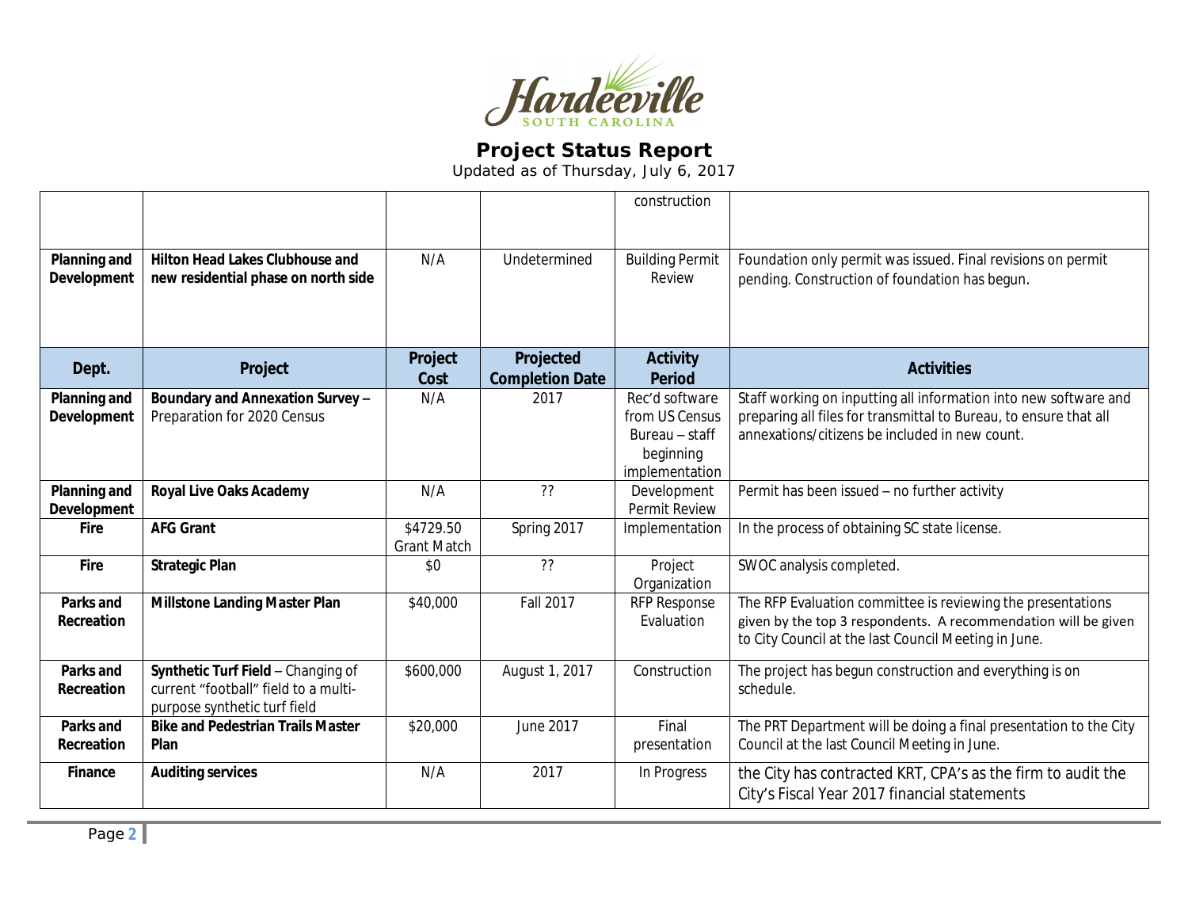# Project Status Report

Updated as of Thursday, July 6, 2017

| Dept. | Project | Project Cost | Projected Completion Date | Activity Period | Activities |
|---|---|---|---|---|---|
| | | | | construction | |
| **Planning and Development** | **Hilton Head Lakes Clubhouse and new residential phase on north side** | N/A | Undetermined | Building Permit Review | Foundation only permit was issued. Final revisions on permit pending. Construction of foundation has begun. |
| **Planning and Development** | **Boundary and Annexation Survey –** Preparation for 2020 Census | N/A | 2017 | Rec'd software from US Census Bureau – staff beginning implementation | Staff working on inputting all information into new software and preparing all files for transmittal to Bureau, to ensure that all annexations/citizens be included in new count. |
| **Planning and Development** | **Royal Live Oaks Academy** | N/A | ?? | Development Permit Review | Permit has been issued – no further activity |
| **Fire** | **AFG Grant** | $4729.50 Grant Match | Spring 2017 | Implementation | In the process of obtaining SC state license. |
| **Fire** | **Strategic Plan** | $0 | ?? | Project Organization | SWOC analysis completed. |
| **Parks and Recreation** | **Millstone Landing Master Plan** | $40,000 | Fall 2017 | RFP Response Evaluation | The RFP Evaluation committee is reviewing the presentations given by the top 3 respondents. A recommendation will be given to City Council at the last Council Meeting in June. |
| **Parks and Recreation** | **Synthetic Turf Field** – Changing of current "football" field to a multi-purpose synthetic turf field | $600,000 | August 1, 2017 | Construction | The project has begun construction and everything is on schedule. |
| **Parks and Recreation** | **Bike and Pedestrian Trails Master Plan** | $20,000 | June 2017 | Final presentation | The PRT Department will be doing a final presentation to the City Council at the last Council Meeting in June. |
| **Finance** | **Auditing services** | N/A | 2017 | In Progress | the City has contracted KRT, CPA's as the firm to audit the City's Fiscal Year 2017 financial statements |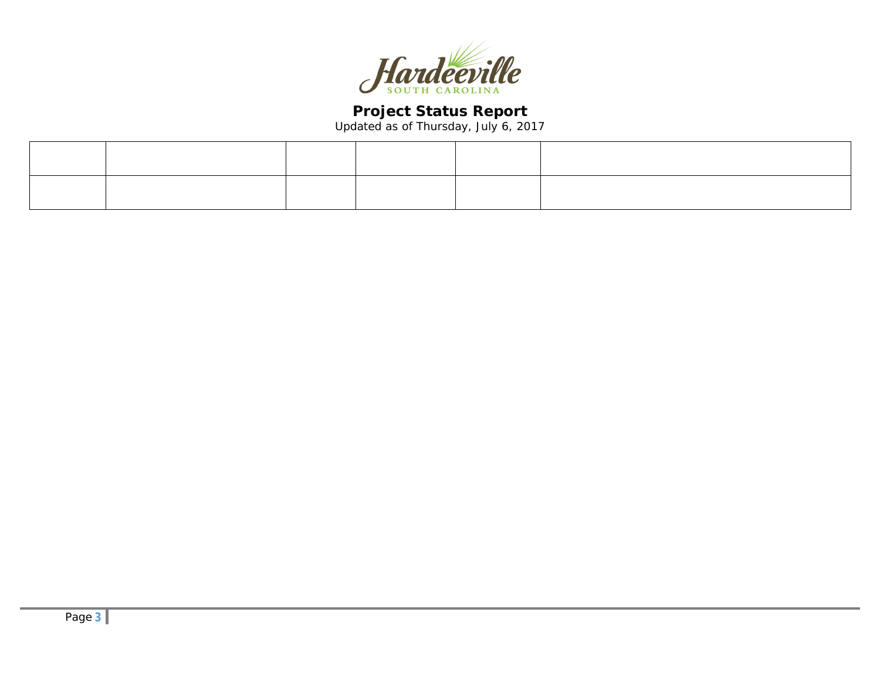**Project Status Report**

*Updated as of Thursday, July 6, 2017*

| | | | | | |
|---|---|---|---|---|---|
| | | | | | |
| | | | | | |